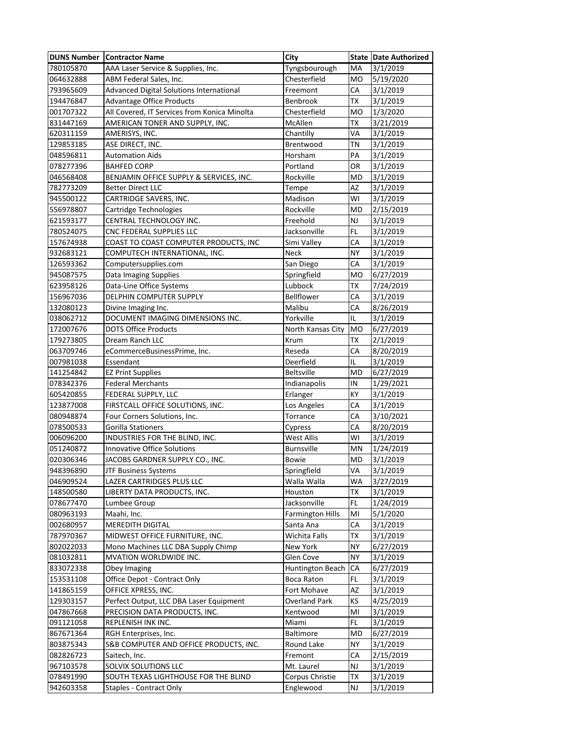| DUNS Number | Contractor Name | City | State | Date Authorized |
|---|---|---|---|---|
| 780105870 | AAA Laser Service & Supplies, Inc. | Tyngsbourough | MA | 3/1/2019 |
| 064632888 | ABM Federal Sales, Inc. | Chesterfield | MO | 5/19/2020 |
| 793965609 | Advanced Digital Solutions International | Freemont | CA | 3/1/2019 |
| 194476847 | Advantage Office Products | Benbrook | TX | 3/1/2019 |
| 001707322 | All Covered, IT Services from Konica Minolta | Chesterfield | MO | 1/3/2020 |
| 831447169 | AMERICAN TONER AND SUPPLY, INC. | McAllen | TX | 3/21/2019 |
| 620311159 | AMERISYS, INC. | Chantilly | VA | 3/1/2019 |
| 129853185 | ASE DIRECT, INC. | Brentwood | TN | 3/1/2019 |
| 048596811 | Automation Aids | Horsham | PA | 3/1/2019 |
| 078277396 | BAHFED CORP | Portland | OR | 3/1/2019 |
| 046568408 | BENJAMIN OFFICE SUPPLY & SERVICES, INC. | Rockville | MD | 3/1/2019 |
| 782773209 | Better Direct LLC | Tempe | AZ | 3/1/2019 |
| 945500122 | CARTRIDGE SAVERS, INC. | Madison | WI | 3/1/2019 |
| 556978807 | Cartridge Technologies | Rockville | MD | 2/15/2019 |
| 621593177 | CENTRAL TECHNOLOGY INC. | Freehold | NJ | 3/1/2019 |
| 780524075 | CNC FEDERAL SUPPLIES LLC | Jacksonville | FL | 3/1/2019 |
| 157674938 | COAST TO COAST COMPUTER PRODUCTS, INC | Simi Valley | CA | 3/1/2019 |
| 932683121 | COMPUTECH INTERNATIONAL, INC. | Neck | NY | 3/1/2019 |
| 126593362 | Computersupplies.com | San Diego | CA | 3/1/2019 |
| 945087575 | Data Imaging Supplies | Springfield | MO | 6/27/2019 |
| 623958126 | Data-Line Office Systems | Lubbock | TX | 7/24/2019 |
| 156967036 | DELPHIN COMPUTER SUPPLY | Bellflower | CA | 3/1/2019 |
| 132080123 | Divine Imaging Inc. | Malibu | CA | 8/26/2019 |
| 038062712 | DOCUMENT IMAGING DIMENSIONS INC. | Yorkville | IL | 3/1/2019 |
| 172007676 | DOTS Office Products | North Kansas City | MO | 6/27/2019 |
| 179273805 | Dream Ranch LLC | Krum | TX | 2/1/2019 |
| 063709746 | eCommerceBusinessPrime, Inc. | Reseda | CA | 8/20/2019 |
| 007981038 | Essendant | Deerfield | IL | 3/1/2019 |
| 141254842 | EZ Print Supplies | Beltsville | MD | 6/27/2019 |
| 078342376 | Federal Merchants | Indianapolis | IN | 1/29/2021 |
| 605420855 | FEDERAL SUPPLY, LLC | Erlanger | KY | 3/1/2019 |
| 123877008 | FIRSTCALL OFFICE SOLUTIONS, INC. | Los Angeles | CA | 3/1/2019 |
| 080948874 | Four Corners Solutions, Inc. | Torrance | CA | 3/10/2021 |
| 078500533 | Gorilla Stationers | Cypress | CA | 8/20/2019 |
| 006096200 | INDUSTRIES FOR THE BLIND, INC. | West Allis | WI | 3/1/2019 |
| 051240872 | Innovative Office Solutions | Burnsville | MN | 1/24/2019 |
| 020306346 | JACOBS GARDNER SUPPLY CO., INC. | Bowie | MD | 3/1/2019 |
| 948396890 | JTF Business Systems | Springfield | VA | 3/1/2019 |
| 046909524 | LAZER CARTRIDGES PLUS LLC | Walla Walla | WA | 3/27/2019 |
| 148500580 | LIBERTY DATA PRODUCTS, INC. | Houston | TX | 3/1/2019 |
| 078677470 | Lumbee Group | Jacksonville | FL | 1/24/2019 |
| 080963193 | Maahi, Inc. | Farmington Hills | MI | 5/1/2020 |
| 002680957 | MEREDITH DIGITAL | Santa Ana | CA | 3/1/2019 |
| 787970367 | MIDWEST OFFICE FURNITURE, INC. | Wichita Falls | TX | 3/1/2019 |
| 802022033 | Mono Machines LLC DBA Supply Chimp | New York | NY | 6/27/2019 |
| 081032811 | MVATION WORLDWIDE INC. | Glen Cove | NY | 3/1/2019 |
| 833072338 | Obey Imaging | Huntington Beach | CA | 6/27/2019 |
| 153531108 | Office Depot - Contract Only | Boca Raton | FL | 3/1/2019 |
| 141865159 | OFFICE XPRESS, INC. | Fort Mohave | AZ | 3/1/2019 |
| 129303157 | Perfect Output, LLC DBA Laser Equipment | Overland Park | KS | 4/25/2019 |
| 047867668 | PRECISION DATA PRODUCTS, INC. | Kentwood | MI | 3/1/2019 |
| 091121058 | REPLENISH INK INC. | Miami | FL | 3/1/2019 |
| 867671364 | RGH Enterprises, Inc. | Baltimore | MD | 6/27/2019 |
| 803875343 | S&B COMPUTER AND OFFICE PRODUCTS, INC. | Round Lake | NY | 3/1/2019 |
| 082826723 | Saitech, Inc. | Fremont | CA | 2/15/2019 |
| 967103578 | SOLVIX SOLUTIONS LLC | Mt. Laurel | NJ | 3/1/2019 |
| 078491990 | SOUTH TEXAS LIGHTHOUSE FOR THE BLIND | Corpus Christie | TX | 3/1/2019 |
| 942603358 | Staples - Contract Only | Englewood | NJ | 3/1/2019 |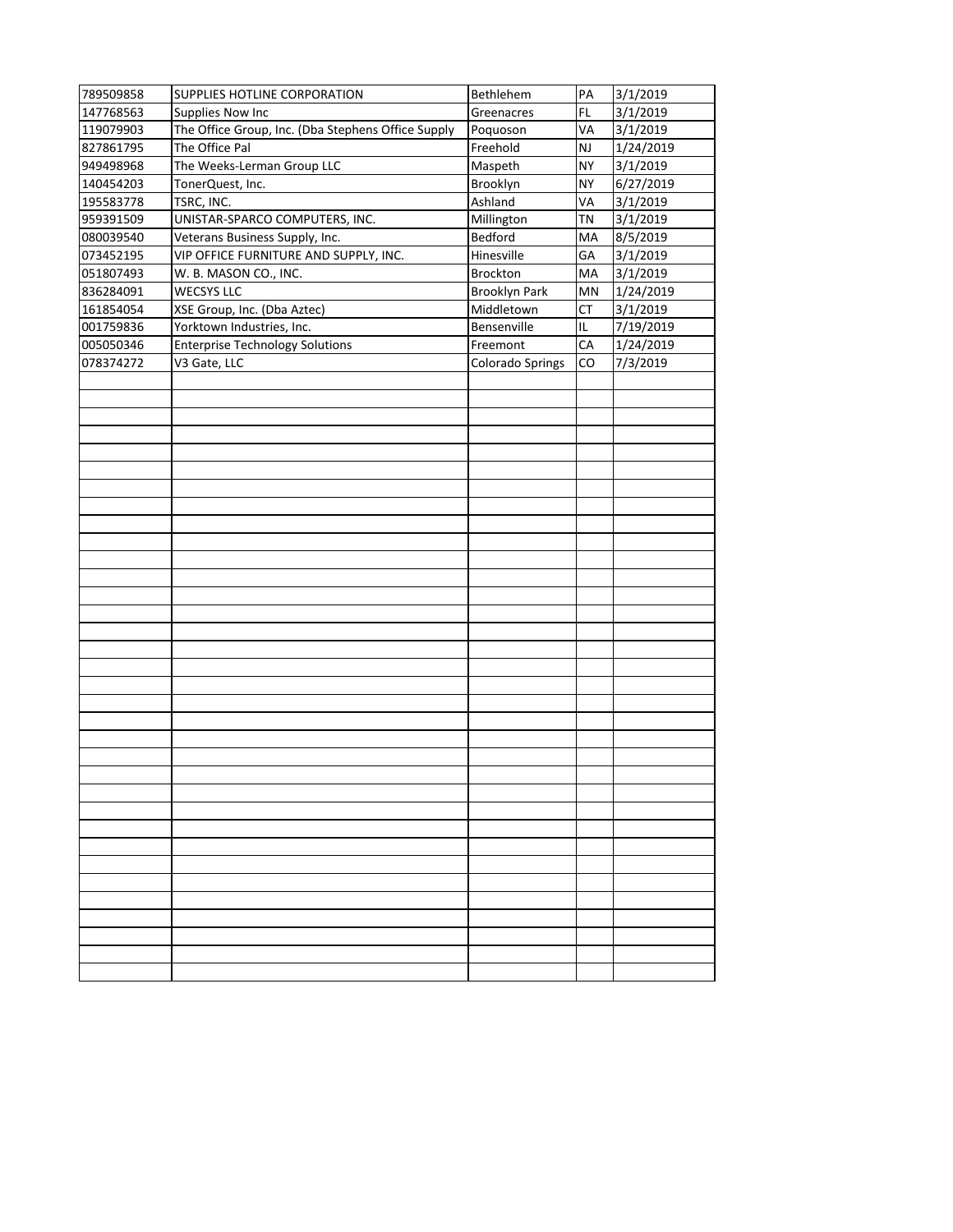| | | | | |
|---|---|---|---|---|
| 789509858 | SUPPLIES HOTLINE CORPORATION | Bethlehem | PA | 3/1/2019 |
| 147768563 | Supplies Now Inc | Greenacres | FL | 3/1/2019 |
| 119079903 | The Office Group, Inc. (Dba Stephens Office Supply | Poquoson | VA | 3/1/2019 |
| 827861795 | The Office Pal | Freehold | NJ | 1/24/2019 |
| 949498968 | The Weeks-Lerman Group LLC | Maspeth | NY | 3/1/2019 |
| 140454203 | TonerQuest, Inc. | Brooklyn | NY | 6/27/2019 |
| 195583778 | TSRC, INC. | Ashland | VA | 3/1/2019 |
| 959391509 | UNISTAR-SPARCO COMPUTERS, INC. | Millington | TN | 3/1/2019 |
| 080039540 | Veterans Business Supply, Inc. | Bedford | MA | 8/5/2019 |
| 073452195 | VIP OFFICE FURNITURE AND SUPPLY, INC. | Hinesville | GA | 3/1/2019 |
| 051807493 | W. B. MASON CO., INC. | Brockton | MA | 3/1/2019 |
| 836284091 | WECSYS LLC | Brooklyn Park | MN | 1/24/2019 |
| 161854054 | XSE Group, Inc. (Dba Aztec) | Middletown | CT | 3/1/2019 |
| 001759836 | Yorktown Industries, Inc. | Bensenville | IL | 7/19/2019 |
| 005050346 | Enterprise Technology Solutions | Freemont | CA | 1/24/2019 |
| 078374272 | V3 Gate, LLC | Colorado Springs | CO | 7/3/2019 |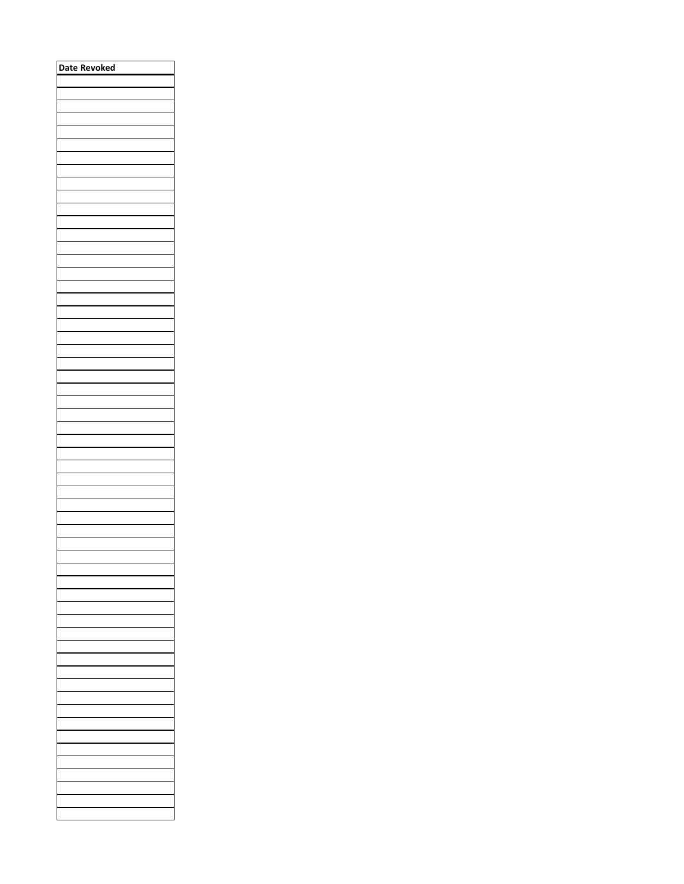| Date Revoked |
| --- |
| |
| |
| |
| |
| |
| |
| |
| |
| |
| |
| |
| |
| |
| |
| |
| |
| |
| |
| |
| |
| |
| |
| |
| |
| |
| |
| |
| |
| |
| |
| |
| |
| |
| |
| |
| |
| |
| |
| |
| |
| |
| |
| |
| |
| |
| |
| |
| |
| |
| |
| |
| |
| |
| |
| |
| |
| |
| |